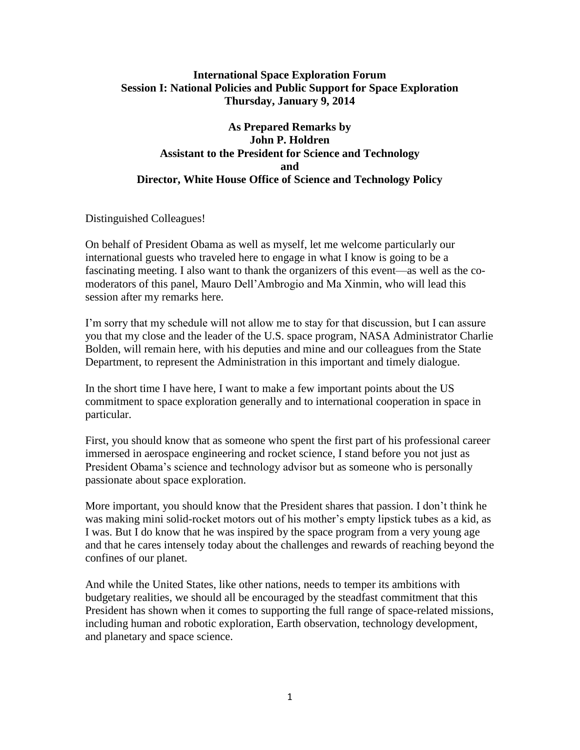**International Space Exploration Forum**
**Session I: National Policies and Public Support for Space Exploration**
**Thursday, January 9, 2014**

**As Prepared Remarks by**
**John P. Holdren**
**Assistant to the President for Science and Technology**
**and**
**Director, White House Office of Science and Technology Policy**

Distinguished Colleagues!

On behalf of President Obama as well as myself, let me welcome particularly our international guests who traveled here to engage in what I know is going to be a fascinating meeting. I also want to thank the organizers of this event—as well as the co-moderators of this panel, Mauro Dell'Ambrogio and Ma Xinmin, who will lead this session after my remarks here.

I'm sorry that my schedule will not allow me to stay for that discussion, but I can assure you that my close and the leader of the U.S. space program, NASA Administrator Charlie Bolden, will remain here, with his deputies and mine and our colleagues from the State Department, to represent the Administration in this important and timely dialogue.

In the short time I have here, I want to make a few important points about the US commitment to space exploration generally and to international cooperation in space in particular.

First, you should know that as someone who spent the first part of his professional career immersed in aerospace engineering and rocket science, I stand before you not just as President Obama's science and technology advisor but as someone who is personally passionate about space exploration.

More important, you should know that the President shares that passion. I don't think he was making mini solid-rocket motors out of his mother's empty lipstick tubes as a kid, as I was. But I do know that he was inspired by the space program from a very young age and that he cares intensely today about the challenges and rewards of reaching beyond the confines of our planet.

And while the United States, like other nations, needs to temper its ambitions with budgetary realities, we should all be encouraged by the steadfast commitment that this President has shown when it comes to supporting the full range of space-related missions, including human and robotic exploration, Earth observation, technology development, and planetary and space science.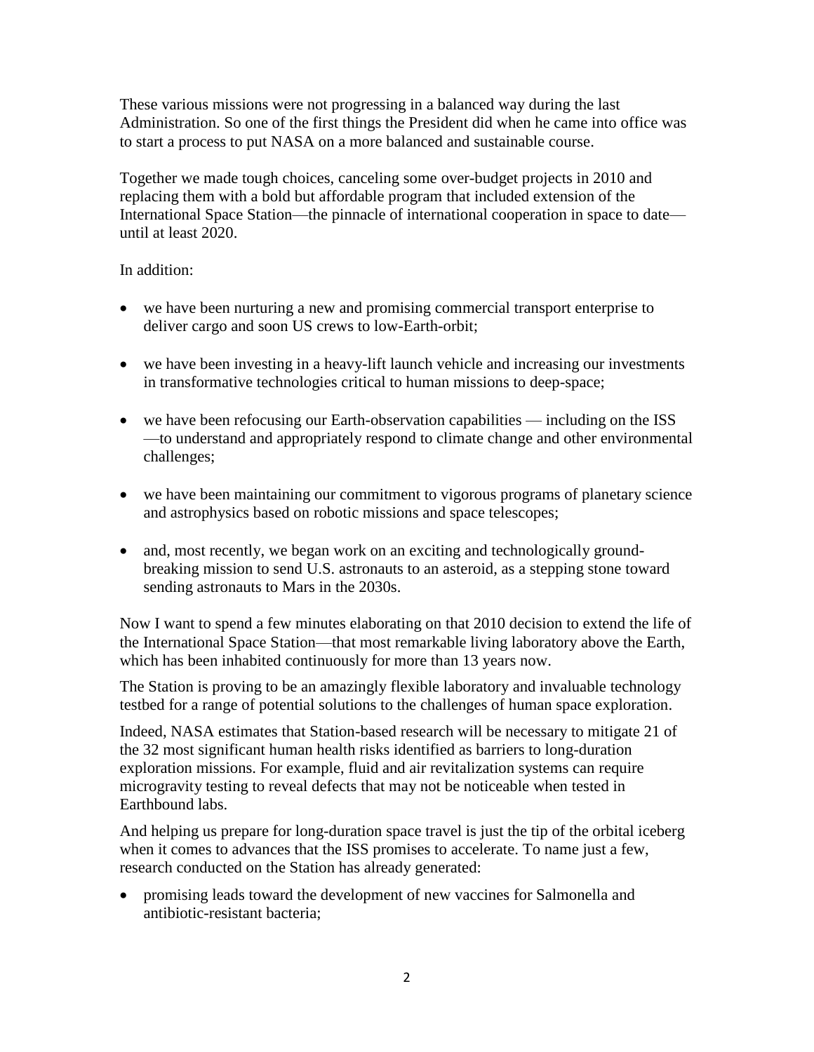These various missions were not progressing in a balanced way during the last Administration. So one of the first things the President did when he came into office was to start a process to put NASA on a more balanced and sustainable course.

Together we made tough choices, canceling some over-budget projects in 2010 and replacing them with a bold but affordable program that included extension of the International Space Station—the pinnacle of international cooperation in space to date—until at least 2020.

In addition:

- we have been nurturing a new and promising commercial transport enterprise to deliver cargo and soon US crews to low-Earth-orbit;
- we have been investing in a heavy-lift launch vehicle and increasing our investments in transformative technologies critical to human missions to deep-space;
- we have been refocusing our Earth-observation capabilities — including on the ISS —to understand and appropriately respond to climate change and other environmental challenges;
- we have been maintaining our commitment to vigorous programs of planetary science and astrophysics based on robotic missions and space telescopes;
- and, most recently, we began work on an exciting and technologically ground-breaking mission to send U.S. astronauts to an asteroid, as a stepping stone toward sending astronauts to Mars in the 2030s.

Now I want to spend a few minutes elaborating on that 2010 decision to extend the life of the International Space Station—that most remarkable living laboratory above the Earth, which has been inhabited continuously for more than 13 years now.

The Station is proving to be an amazingly flexible laboratory and invaluable technology testbed for a range of potential solutions to the challenges of human space exploration.

Indeed, NASA estimates that Station-based research will be necessary to mitigate 21 of the 32 most significant human health risks identified as barriers to long-duration exploration missions. For example, fluid and air revitalization systems can require microgravity testing to reveal defects that may not be noticeable when tested in Earthbound labs.

And helping us prepare for long-duration space travel is just the tip of the orbital iceberg when it comes to advances that the ISS promises to accelerate. To name just a few, research conducted on the Station has already generated:

- promising leads toward the development of new vaccines for Salmonella and antibiotic-resistant bacteria;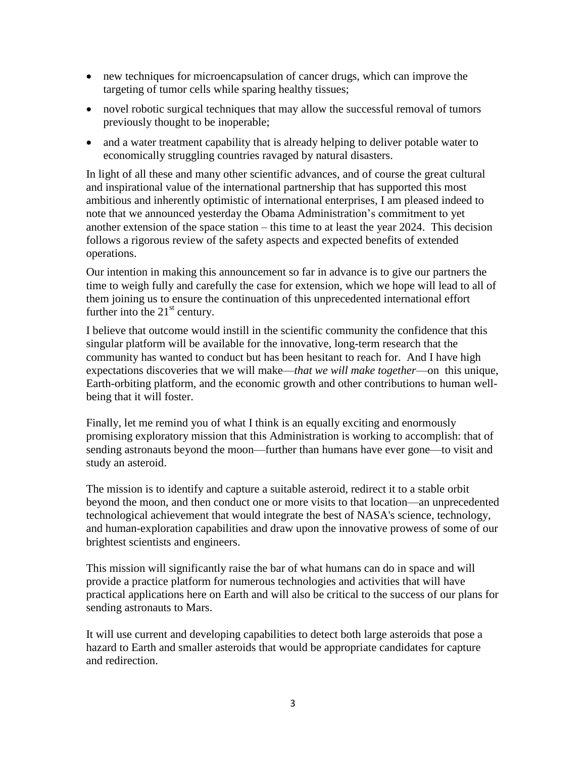- new techniques for microencapsulation of cancer drugs, which can improve the targeting of tumor cells while sparing healthy tissues;
- novel robotic surgical techniques that may allow the successful removal of tumors previously thought to be inoperable;
- and a water treatment capability that is already helping to deliver potable water to economically struggling countries ravaged by natural disasters.

In light of all these and many other scientific advances, and of course the great cultural and inspirational value of the international partnership that has supported this most ambitious and inherently optimistic of international enterprises, I am pleased indeed to note that we announced yesterday the Obama Administration's commitment to yet another extension of the space station – this time to at least the year 2024. This decision follows a rigorous review of the safety aspects and expected benefits of extended operations.

Our intention in making this announcement so far in advance is to give our partners the time to weigh fully and carefully the case for extension, which we hope will lead to all of them joining us to ensure the continuation of this unprecedented international effort further into the 21st century.

I believe that outcome would instill in the scientific community the confidence that this singular platform will be available for the innovative, long-term research that the community has wanted to conduct but has been hesitant to reach for. And I have high expectations discoveries that we will make—*that we will make together*—on this unique, Earth-orbiting platform, and the economic growth and other contributions to human well-being that it will foster.

Finally, let me remind you of what I think is an equally exciting and enormously promising exploratory mission that this Administration is working to accomplish: that of sending astronauts beyond the moon—further than humans have ever gone—to visit and study an asteroid.

The mission is to identify and capture a suitable asteroid, redirect it to a stable orbit beyond the moon, and then conduct one or more visits to that location—an unprecedented technological achievement that would integrate the best of NASA's science, technology, and human-exploration capabilities and draw upon the innovative prowess of some of our brightest scientists and engineers.

This mission will significantly raise the bar of what humans can do in space and will provide a practice platform for numerous technologies and activities that will have practical applications here on Earth and will also be critical to the success of our plans for sending astronauts to Mars.

It will use current and developing capabilities to detect both large asteroids that pose a hazard to Earth and smaller asteroids that would be appropriate candidates for capture and redirection.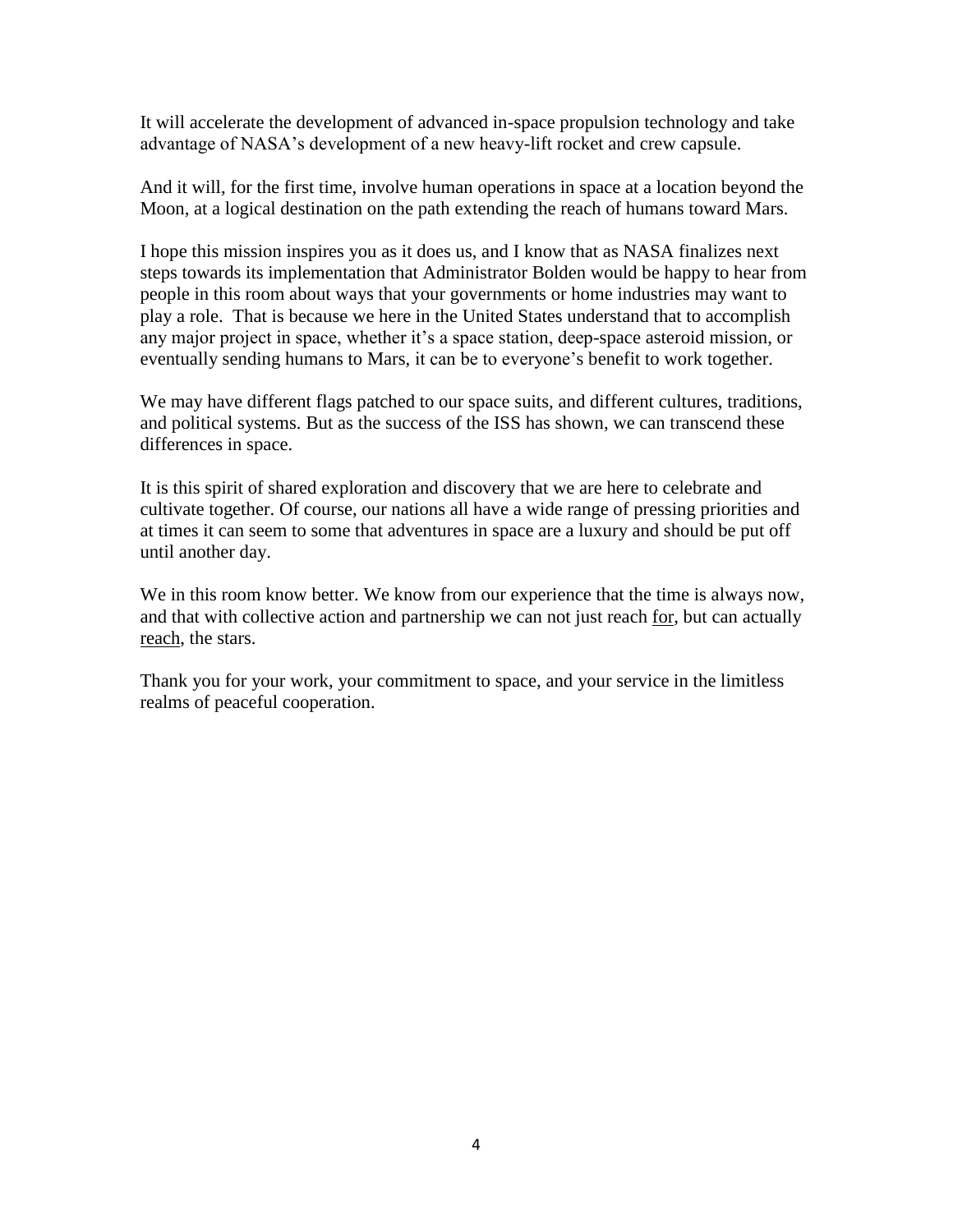It will accelerate the development of advanced in-space propulsion technology and take advantage of NASA's development of a new heavy-lift rocket and crew capsule.

And it will, for the first time, involve human operations in space at a location beyond the Moon, at a logical destination on the path extending the reach of humans toward Mars.

I hope this mission inspires you as it does us, and I know that as NASA finalizes next steps towards its implementation that Administrator Bolden would be happy to hear from people in this room about ways that your governments or home industries may want to play a role. That is because we here in the United States understand that to accomplish any major project in space, whether it's a space station, deep-space asteroid mission, or eventually sending humans to Mars, it can be to everyone's benefit to work together.

We may have different flags patched to our space suits, and different cultures, traditions, and political systems. But as the success of the ISS has shown, we can transcend these differences in space.

It is this spirit of shared exploration and discovery that we are here to celebrate and cultivate together. Of course, our nations all have a wide range of pressing priorities and at times it can seem to some that adventures in space are a luxury and should be put off until another day.

We in this room know better. We know from our experience that the time is always now, and that with collective action and partnership we can not just reach <u>for</u>, but can actually <u>reach</u>, the stars.

Thank you for your work, your commitment to space, and your service in the limitless realms of peaceful cooperation.